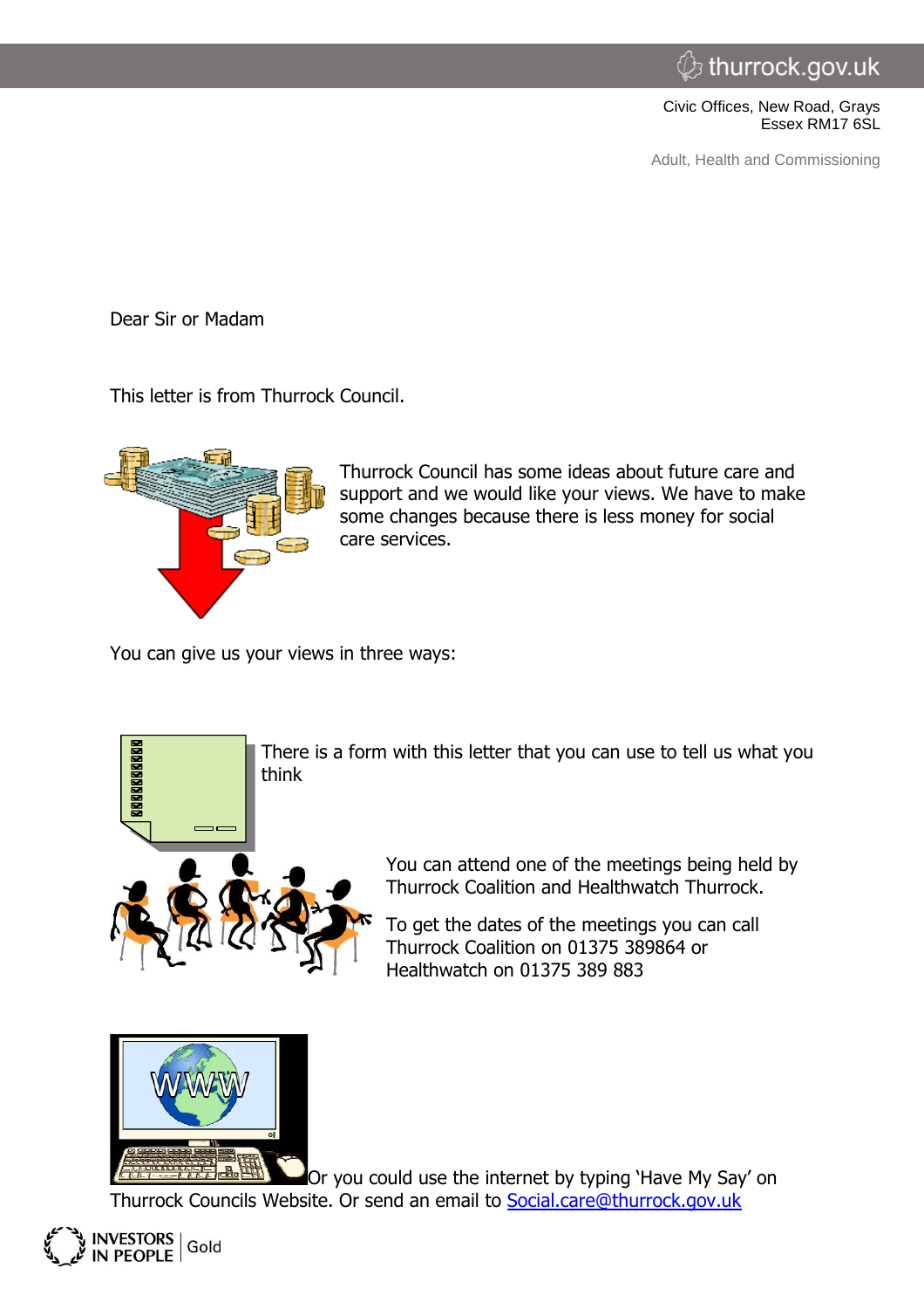thurrock.gov.uk

Civic Offices, New Road, Grays
Essex RM17 6SL

Adult, Health and Commissioning

Dear Sir or Madam

This letter is from Thurrock Council.

Thurrock Council has some ideas about future care and support and we would like your views. We have to make some changes because there is less money for social care services.

You can give us your views in three ways:

There is a form with this letter that you can use to tell us what you think

You can attend one of the meetings being held by Thurrock Coalition and Healthwatch Thurrock.

To get the dates of the meetings you can call Thurrock Coalition on 01375 389864 or Healthwatch on 01375 389 883

Or you could use the internet by typing 'Have My Say' on Thurrock Councils Website. Or send an email to Social.care@thurrock.gov.uk

INVESTORS IN PEOPLE | Gold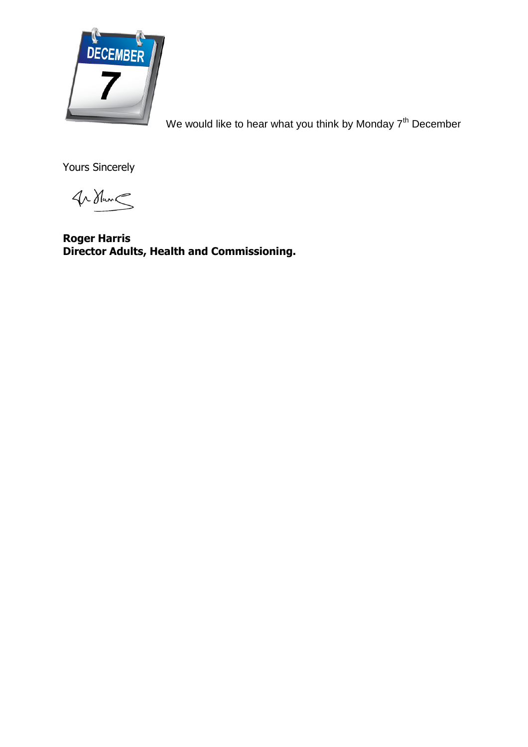We would like to hear what you think by Monday 7th December

Yours Sincerely

**Roger Harris**
**Director Adults, Health and Commissioning.**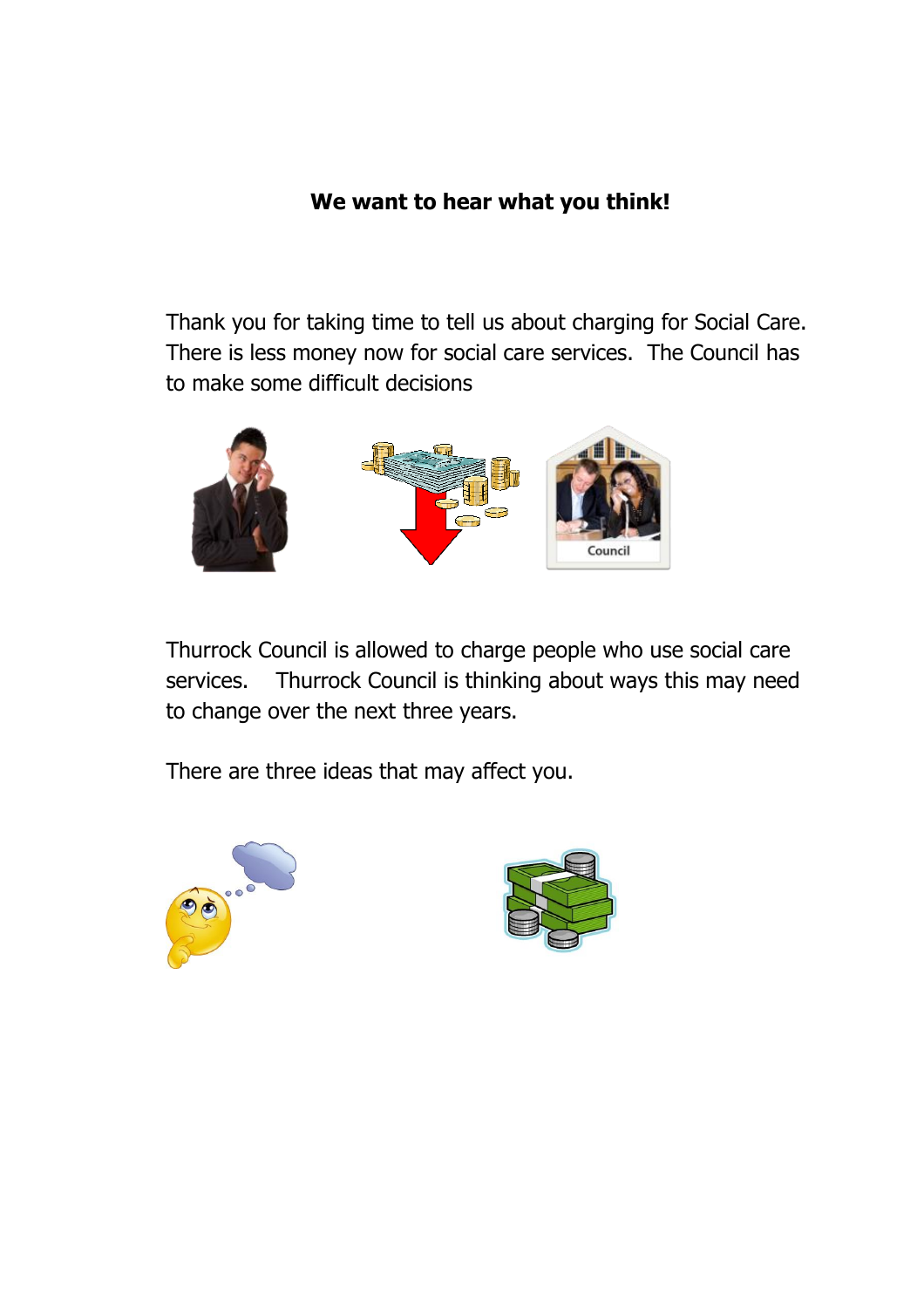**We want to hear what you think!**

Thank you for taking time to tell us about charging for Social Care. There is less money now for social care services. The Council has to make some difficult decisions

Thurrock Council is allowed to charge people who use social care services. Thurrock Council is thinking about ways this may need to change over the next three years.

There are three ideas that may affect you.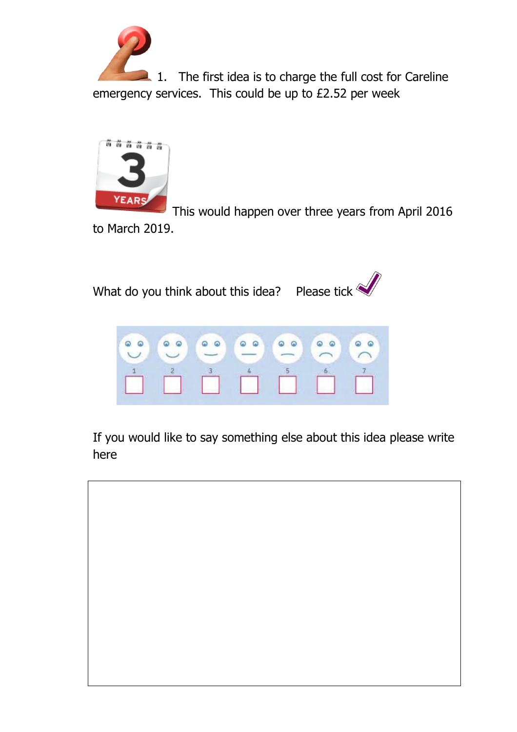1. The first idea is to charge the full cost for Careline emergency services. This could be up to £2.52 per week

This would happen over three years from April 2016 to March 2019.

What do you think about this idea? Please tick

| 1 | 2 | 3 | 4 | 5 | 6 | 7 |
|---|---|---|---|---|---|---|
| ☐ | ☐ | ☐ | ☐ | ☐ | ☐ | ☐ |

If you would like to say something else about this idea please write here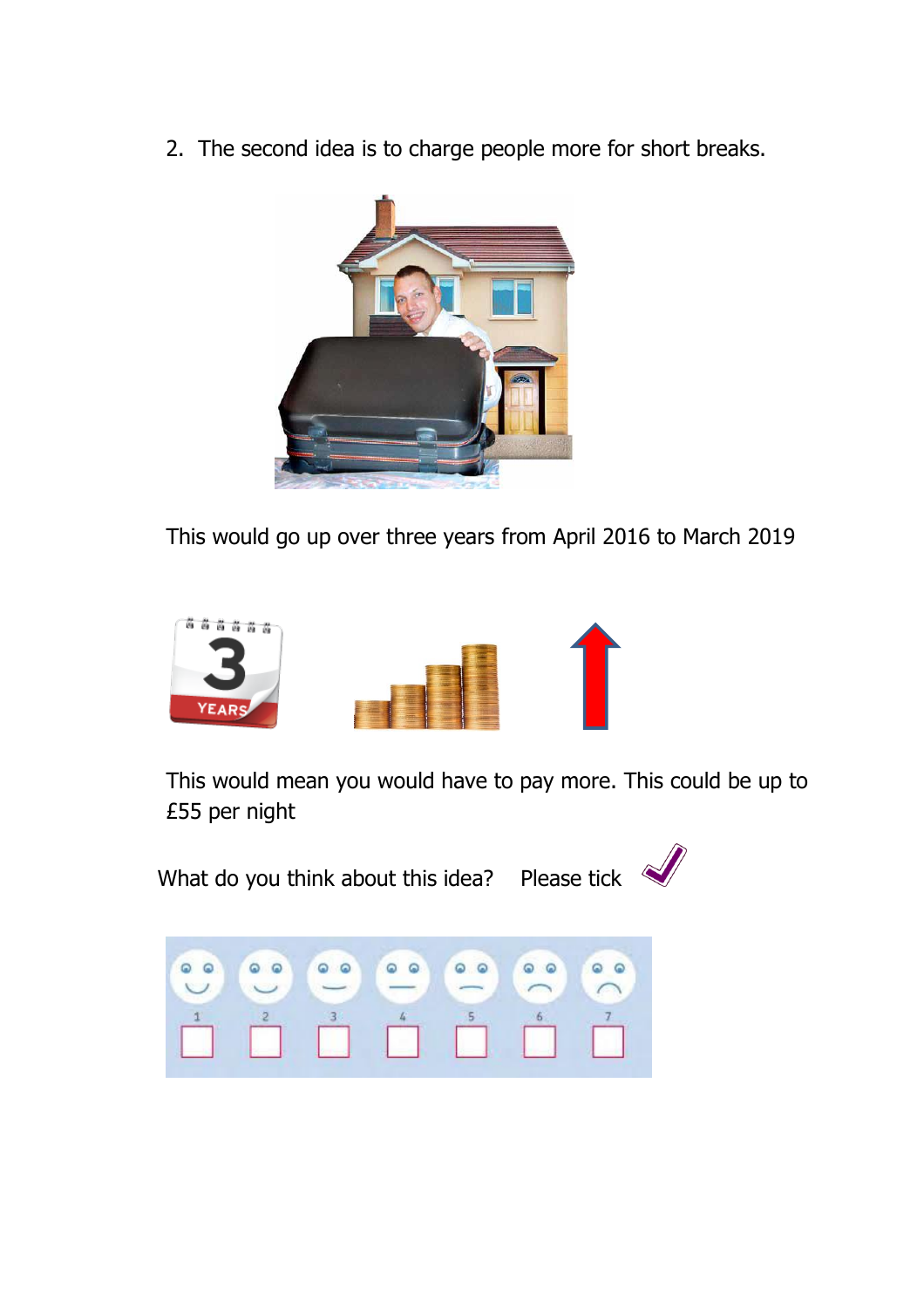2. The second idea is to charge people more for short breaks.

This would go up over three years from April 2016 to March 2019

This would mean you would have to pay more. This could be up to £55 per night

What do you think about this idea? Please tick

| 1 | 2 | 3 | 4 | 5 | 6 | 7 |
|---|---|---|---|---|---|---|
| ☐ | ☐ | ☐ | ☐ | ☐ | ☐ | ☐ |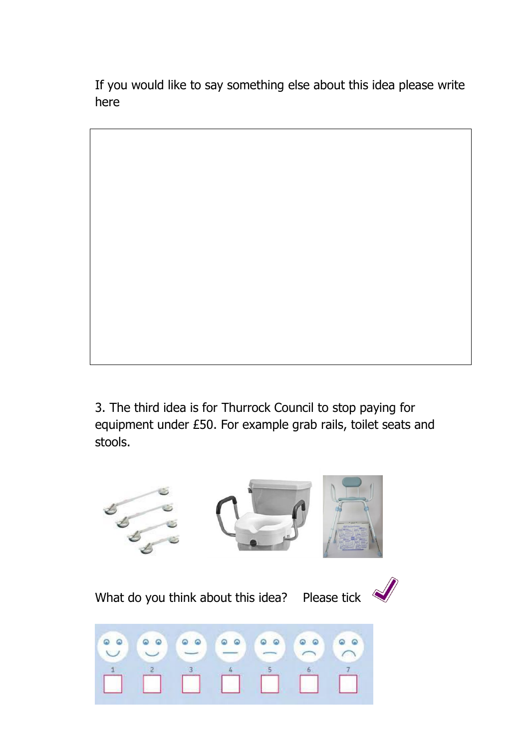If you would like to say something else about this idea please write here

3. The third idea is for Thurrock Council to stop paying for equipment under £50. For example grab rails, toilet seats and stools.

What do you think about this idea? Please tick

| 1 | 2 | 3 | 4 | 5 | 6 | 7 |
|---|---|---|---|---|---|---|
| ☐ | ☐ | ☐ | ☐ | ☐ | ☐ | ☐ |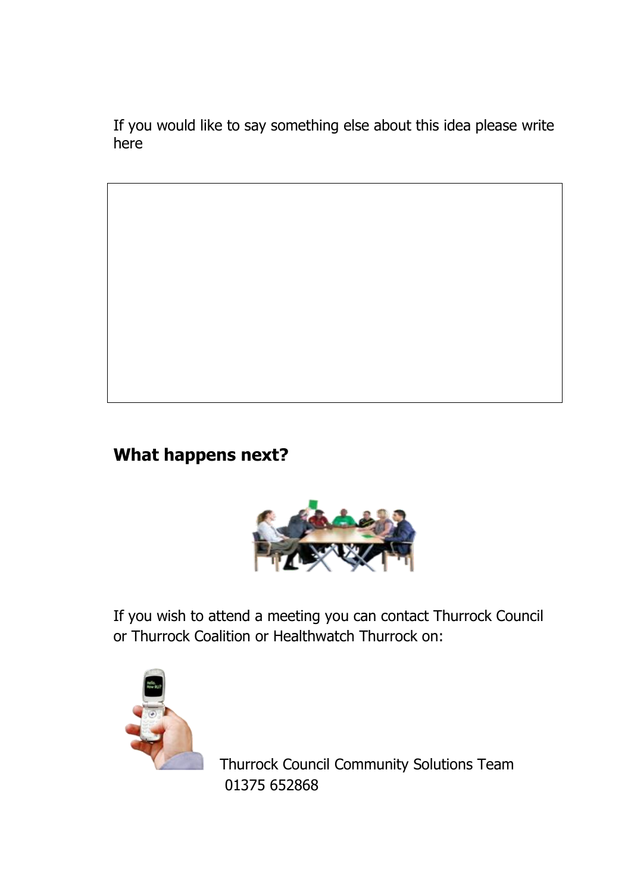If you would like to say something else about this idea please write here

## What happens next?

If you wish to attend a meeting you can contact Thurrock Council or Thurrock Coalition or Healthwatch Thurrock on:

Thurrock Council Community Solutions Team
01375 652868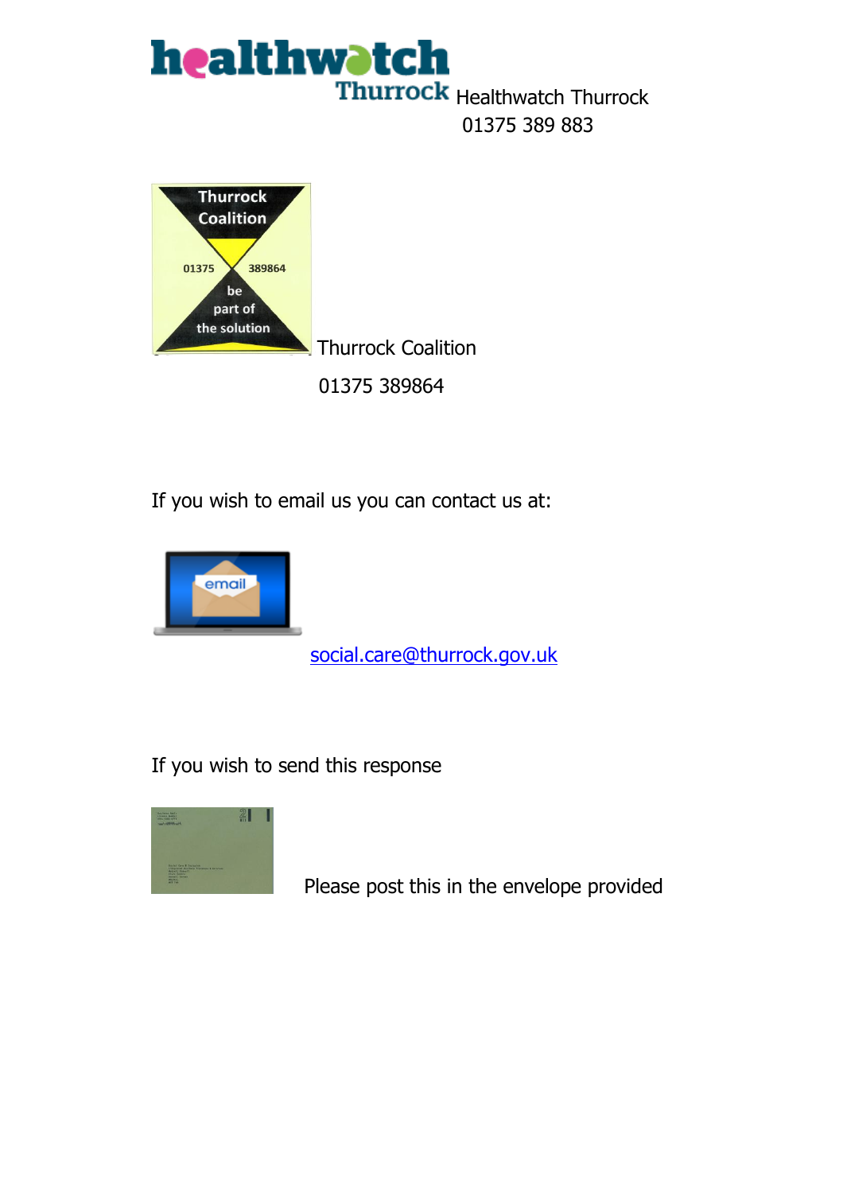Healthwatch Thurrock

01375 389 883

Thurrock Coalition

01375 389864

If you wish to email us you can contact us at:

social.care@thurrock.gov.uk

If you wish to send this response

Please post this in the envelope provided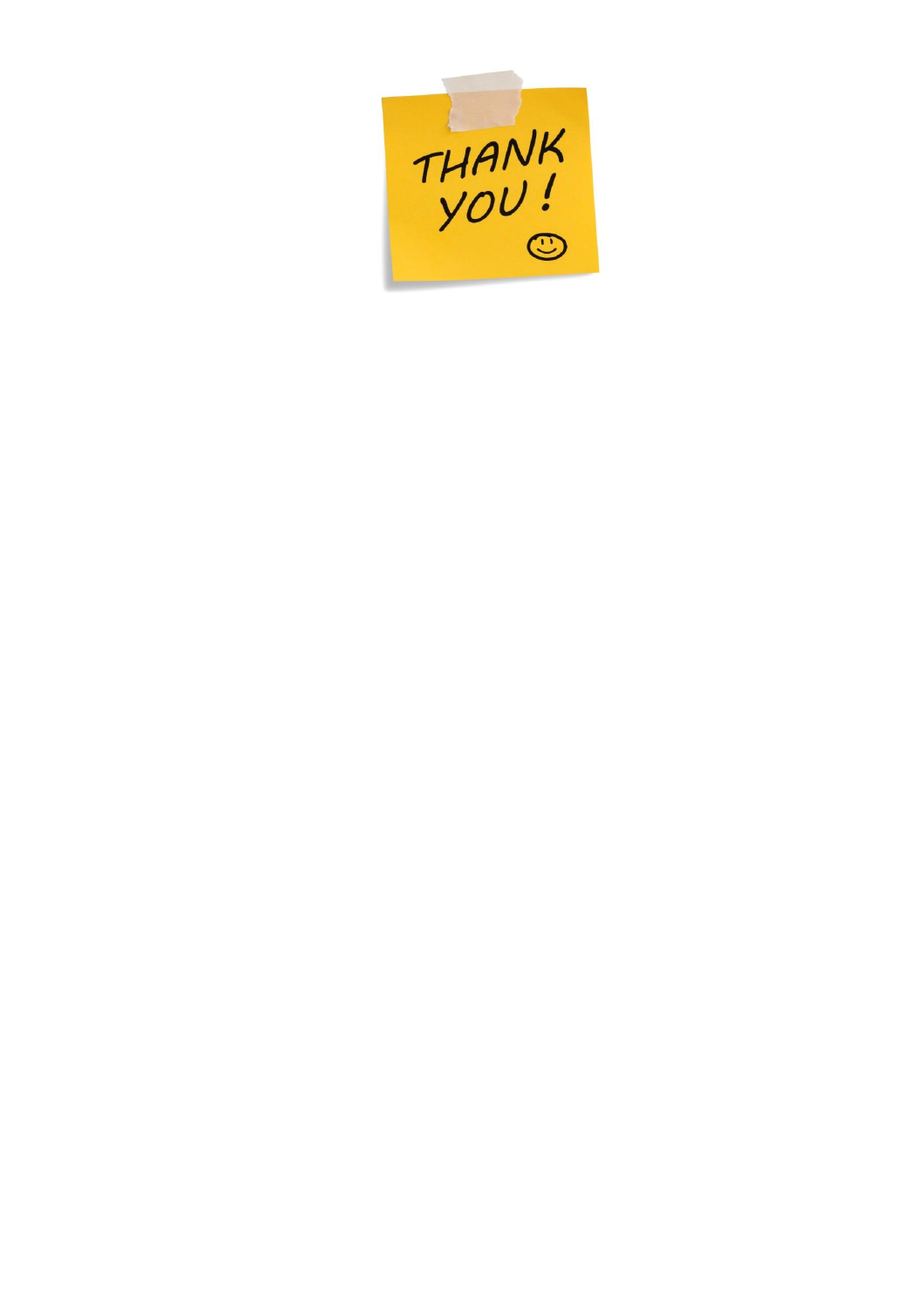THANK YOU!